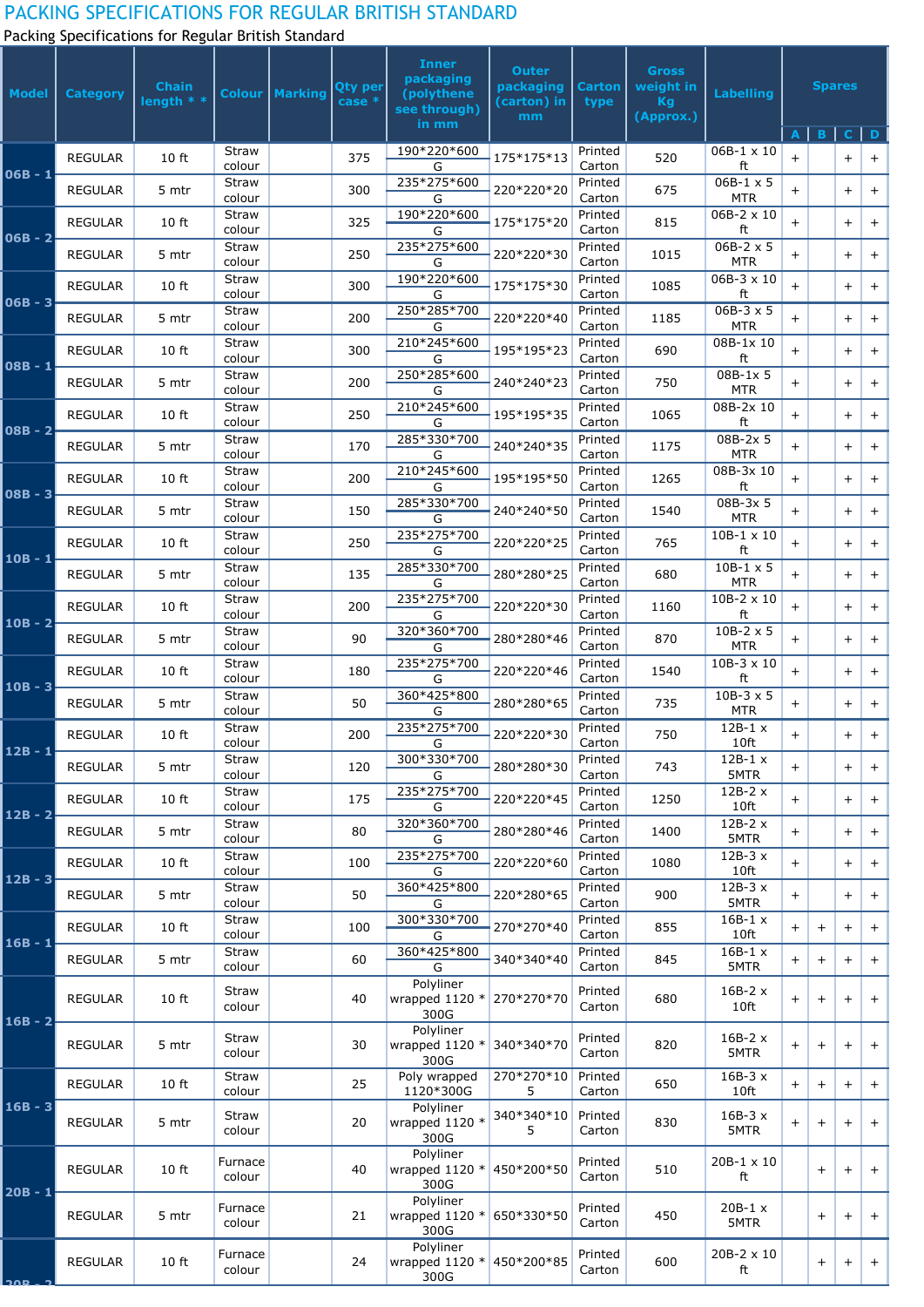# PACKING SPECIFICATIONS FOR REGULAR BRITISH STANDARD

Packing Specifications for Regular British Standard

| Model | Category | Chain length * * | Colour | Marking | Qty per case * | Inner packaging (polythene see through) in mm | Outer packaging (carton) in mm | Carton type | Gross weight in Kg (Approx.) | Labelling | Spares | | | |
|---|---|---|---|---|---|---|---|---|---|---|---|---|---|---|
| | | | | | | | | | | | A | B | C | D |
| 06B - 1 | REGULAR | 10 ft | Straw colour | | 375 | 190*220*600 G | 175*175*13 | Printed Carton | 520 | 06B-1 x 10 ft | + | | + | + |
| | REGULAR | 5 mtr | Straw colour | | 300 | 235*275*600 G | 220*220*20 | Printed Carton | 675 | 06B-1 x 5 MTR | + | | + | + |
| 06B - 2 | REGULAR | 10 ft | Straw colour | | 325 | 190*220*600 G | 175*175*20 | Printed Carton | 815 | 06B-2 x 10 ft | + | | + | + |
| | REGULAR | 5 mtr | Straw colour | | 250 | 235*275*600 G | 220*220*30 | Printed Carton | 1015 | 06B-2 x 5 MTR | + | | + | + |
| 06B - 3 | REGULAR | 10 ft | Straw colour | | 300 | 190*220*600 G | 175*175*30 | Printed Carton | 1085 | 06B-3 x 10 ft | + | | + | + |
| | REGULAR | 5 mtr | Straw colour | | 200 | 250*285*700 G | 220*220*40 | Printed Carton | 1185 | 06B-3 x 5 MTR | + | | + | + |
| 08B - 1 | REGULAR | 10 ft | Straw colour | | 300 | 210*245*600 G | 195*195*23 | Printed Carton | 690 | 08B-1x 10 ft | + | | + | + |
| | REGULAR | 5 mtr | Straw colour | | 200 | 250*285*600 G | 240*240*23 | Printed Carton | 750 | 08B-1x 5 MTR | + | | + | + |
| 08B - 2 | REGULAR | 10 ft | Straw colour | | 250 | 210*245*600 G | 195*195*35 | Printed Carton | 1065 | 08B-2x 10 ft | + | | + | + |
| | REGULAR | 5 mtr | Straw colour | | 170 | 285*330*700 G | 240*240*35 | Printed Carton | 1175 | 08B-2x 5 MTR | + | | + | + |
| 08B - 3 | REGULAR | 10 ft | Straw colour | | 200 | 210*245*600 G | 195*195*50 | Printed Carton | 1265 | 08B-3x 10 ft | + | | + | + |
| | REGULAR | 5 mtr | Straw colour | | 150 | 285*330*700 G | 240*240*50 | Printed Carton | 1540 | 08B-3x 5 MTR | + | | + | + |
| 10B - 1 | REGULAR | 10 ft | Straw colour | | 250 | 235*275*700 G | 220*220*25 | Printed Carton | 765 | 10B-1 x 10 ft | + | | + | + |
| | REGULAR | 5 mtr | Straw colour | | 135 | 285*330*700 G | 280*280*25 | Printed Carton | 680 | 10B-1 x 5 MTR | + | | + | + |
| 10B - 2 | REGULAR | 10 ft | Straw colour | | 200 | 235*275*700 G | 220*220*30 | Printed Carton | 1160 | 10B-2 x 10 ft | + | | + | + |
| | REGULAR | 5 mtr | Straw colour | | 90 | 320*360*700 G | 280*280*46 | Printed Carton | 870 | 10B-2 x 5 MTR | + | | + | + |
| 10B - 3 | REGULAR | 10 ft | Straw colour | | 180 | 235*275*700 G | 220*220*46 | Printed Carton | 1540 | 10B-3 x 10 ft | + | | + | + |
| | REGULAR | 5 mtr | Straw colour | | 50 | 360*425*800 G | 280*280*65 | Printed Carton | 735 | 10B-3 x 5 MTR | + | | + | + |
| 12B - 1 | REGULAR | 10 ft | Straw colour | | 200 | 235*275*700 G | 220*220*30 | Printed Carton | 750 | 12B-1 x 10ft | + | | + | + |
| | REGULAR | 5 mtr | Straw colour | | 120 | 300*330*700 G | 280*280*30 | Printed Carton | 743 | 12B-1 x 5MTR | + | | + | + |
| 12B - 2 | REGULAR | 10 ft | Straw colour | | 175 | 235*275*700 G | 220*220*45 | Printed Carton | 1250 | 12B-2 x 10ft | + | | + | + |
| | REGULAR | 5 mtr | Straw colour | | 80 | 320*360*700 G | 280*280*46 | Printed Carton | 1400 | 12B-2 x 5MTR | + | | + | + |
| 12B - 3 | REGULAR | 10 ft | Straw colour | | 100 | 235*275*700 G | 220*220*60 | Printed Carton | 1080 | 12B-3 x 10ft | + | | + | + |
| | REGULAR | 5 mtr | Straw colour | | 50 | 360*425*800 G | 220*280*65 | Printed Carton | 900 | 12B-3 x 5MTR | + | | + | + |
| 16B - 1 | REGULAR | 10 ft | Straw colour | | 100 | 300*330*700 G | 270*270*40 | Printed Carton | 855 | 16B-1 x 10ft | + | + | + | + |
| | REGULAR | 5 mtr | Straw colour | | 60 | 360*425*800 G | 340*340*40 | Printed Carton | 845 | 16B-1 x 5MTR | + | + | + | + |
| 16B - 2 | REGULAR | 10 ft | Straw colour | | 40 | Polyliner wrapped 1120 * 300G | 270*270*70 | Printed Carton | 680 | 16B-2 x 10ft | + | + | + | + |
| | REGULAR | 5 mtr | Straw colour | | 30 | Polyliner wrapped 1120 * 300G | 340*340*70 | Printed Carton | 820 | 16B-2 x 5MTR | + | + | + | + |
| 16B - 3 | REGULAR | 10 ft | Straw colour | | 25 | Poly wrapped 1120*300G | 270*270*105 | Printed Carton | 650 | 16B-3 x 10ft | + | + | + | + |
| | REGULAR | 5 mtr | Straw colour | | 20 | Polyliner wrapped 1120 * 300G | 340*340*105 | Printed Carton | 830 | 16B-3 x 5MTR | + | + | + | + |
| 20B - 1 | REGULAR | 10 ft | Furnace colour | | 40 | Polyliner wrapped 1120 * 300G | 450*200*50 | Printed Carton | 510 | 20B-1 x 10 ft | | + | + | + |
| | REGULAR | 5 mtr | Furnace colour | | 21 | Polyliner wrapped 1120 * 300G | 650*330*50 | Printed Carton | 450 | 20B-1 x 5MTR | | + | + | + |
| 20B - 2 | REGULAR | 10 ft | Furnace colour | | 24 | Polyliner wrapped 1120 * 300G | 450*200*85 | Printed Carton | 600 | 20B-2 x 10 ft | | + | + | + |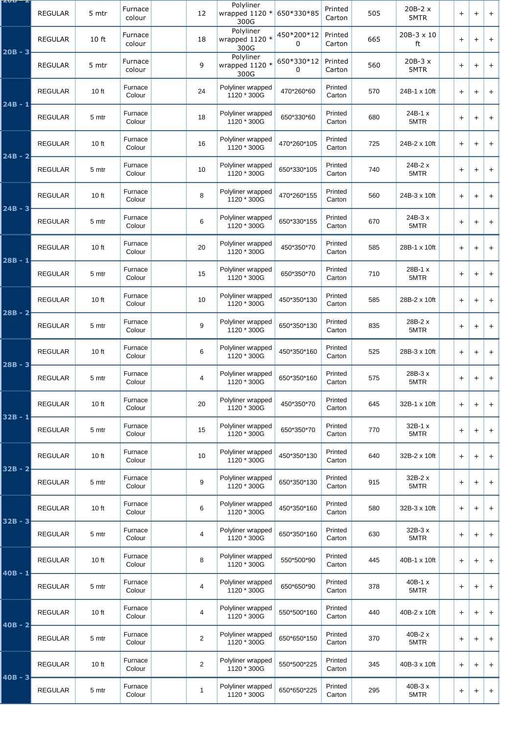| | | | | | | | | | | | | | |
|---|---|---|---|---|---|---|---|---|---|---|---|---|---|
| 20B - 2 | REGULAR | 5 mtr | Furnace colour | | 12 | Polyliner wrapped 1120 * 300G | 650*330*85 | Printed Carton | 505 | 20B-2 x 5MTR | | + | + | + |
| 20B - 3 | REGULAR | 10 ft | Furnace colour | | 18 | Polyliner wrapped 1120 * 300G | 450*200*120 | Printed Carton | 665 | 20B-3 x 10 ft | | + | + | + |
| | REGULAR | 5 mtr | Furnace colour | | 9 | Polyliner wrapped 1120 * 300G | 650*330*120 | Printed Carton | 560 | 20B-3 x 5MTR | | + | + | + |
| 24B - 1 | REGULAR | 10 ft | Furnace Colour | | 24 | Polyliner wrapped 1120 * 300G | 470*260*60 | Printed Carton | 570 | 24B-1 x 10ft | | + | + | + |
| | REGULAR | 5 mtr | Furnace Colour | | 18 | Polyliner wrapped 1120 * 300G | 650*330*60 | Printed Carton | 680 | 24B-1 x 5MTR | | + | + | + |
| 24B - 2 | REGULAR | 10 ft | Furnace Colour | | 16 | Polyliner wrapped 1120 * 300G | 470*260*105 | Printed Carton | 725 | 24B-2 x 10ft | | + | + | + |
| | REGULAR | 5 mtr | Furnace Colour | | 10 | Polyliner wrapped 1120 * 300G | 650*330*105 | Printed Carton | 740 | 24B-2 x 5MTR | | + | + | + |
| 24B - 3 | REGULAR | 10 ft | Furnace Colour | | 8 | Polyliner wrapped 1120 * 300G | 470*260*155 | Printed Carton | 560 | 24B-3 x 10ft | | + | + | + |
| | REGULAR | 5 mtr | Furnace Colour | | 6 | Polyliner wrapped 1120 * 300G | 650*330*155 | Printed Carton | 670 | 24B-3 x 5MTR | | + | + | + |
| 28B - 1 | REGULAR | 10 ft | Furnace Colour | | 20 | Polyliner wrapped 1120 * 300G | 450*350*70 | Printed Carton | 585 | 28B-1 x 10ft | | + | + | + |
| | REGULAR | 5 mtr | Furnace Colour | | 15 | Polyliner wrapped 1120 * 300G | 650*350*70 | Printed Carton | 710 | 28B-1 x 5MTR | | + | + | + |
| 28B - 2 | REGULAR | 10 ft | Furnace Colour | | 10 | Polyliner wrapped 1120 * 300G | 450*350*130 | Printed Carton | 585 | 28B-2 x 10ft | | + | + | + |
| | REGULAR | 5 mtr | Furnace Colour | | 9 | Polyliner wrapped 1120 * 300G | 650*350*130 | Printed Carton | 835 | 28B-2 x 5MTR | | + | + | + |
| 28B - 3 | REGULAR | 10 ft | Furnace Colour | | 6 | Polyliner wrapped 1120 * 300G | 450*350*160 | Printed Carton | 525 | 28B-3 x 10ft | | + | + | + |
| | REGULAR | 5 mtr | Furnace Colour | | 4 | Polyliner wrapped 1120 * 300G | 650*350*160 | Printed Carton | 575 | 28B-3 x 5MTR | | + | + | + |
| 32B - 1 | REGULAR | 10 ft | Furnace Colour | | 20 | Polyliner wrapped 1120 * 300G | 450*350*70 | Printed Carton | 645 | 32B-1 x 10ft | | + | + | + |
| | REGULAR | 5 mtr | Furnace Colour | | 15 | Polyliner wrapped 1120 * 300G | 650*350*70 | Printed Carton | 770 | 32B-1 x 5MTR | | + | + | + |
| 32B - 2 | REGULAR | 10 ft | Furnace Colour | | 10 | Polyliner wrapped 1120 * 300G | 450*350*130 | Printed Carton | 640 | 32B-2 x 10ft | | + | + | + |
| | REGULAR | 5 mtr | Furnace Colour | | 9 | Polyliner wrapped 1120 * 300G | 650*350*130 | Printed Carton | 915 | 32B-2 x 5MTR | | + | + | + |
| 32B - 3 | REGULAR | 10 ft | Furnace Colour | | 6 | Polyliner wrapped 1120 * 300G | 450*350*160 | Printed Carton | 580 | 32B-3 x 10ft | | + | + | + |
| | REGULAR | 5 mtr | Furnace Colour | | 4 | Polyliner wrapped 1120 * 300G | 650*350*160 | Printed Carton | 630 | 32B-3 x 5MTR | | + | + | + |
| 40B - 1 | REGULAR | 10 ft | Furnace Colour | | 8 | Polyliner wrapped 1120 * 300G | 550*500*90 | Printed Carton | 445 | 40B-1 x 10ft | | + | + | + |
| | REGULAR | 5 mtr | Furnace Colour | | 4 | Polyliner wrapped 1120 * 300G | 650*650*90 | Printed Carton | 378 | 40B-1 x 5MTR | | + | + | + |
| 40B - 2 | REGULAR | 10 ft | Furnace Colour | | 4 | Polyliner wrapped 1120 * 300G | 550*500*160 | Printed Carton | 440 | 40B-2 x 10ft | | + | + | + |
| | REGULAR | 5 mtr | Furnace Colour | | 2 | Polyliner wrapped 1120 * 300G | 650*650*150 | Printed Carton | 370 | 40B-2 x 5MTR | | + | + | + |
| 40B - 3 | REGULAR | 10 ft | Furnace Colour | | 2 | Polyliner wrapped 1120 * 300G | 550*500*225 | Printed Carton | 345 | 40B-3 x 10ft | | + | + | + |
| | REGULAR | 5 mtr | Furnace Colour | | 1 | Polyliner wrapped 1120 * 300G | 650*650*225 | Printed Carton | 295 | 40B-3 x 5MTR | | + | + | + |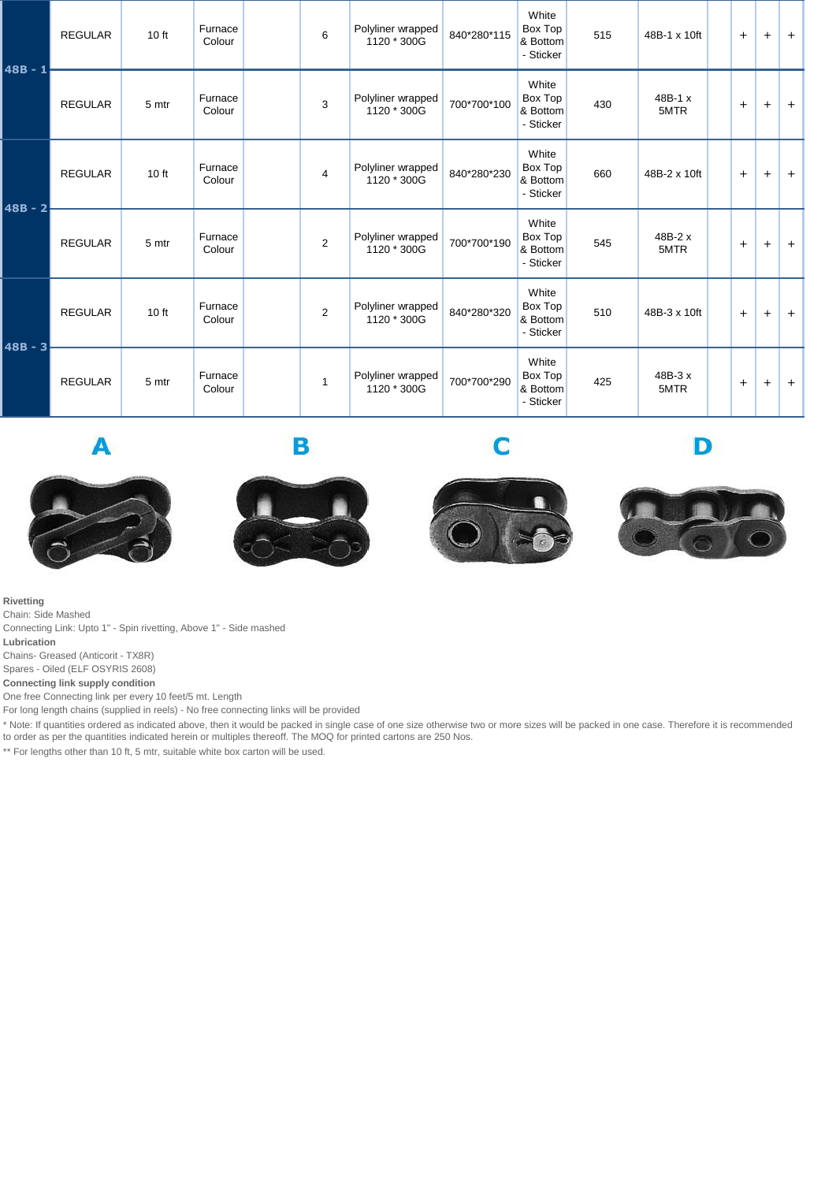| | | | | | | | | | | | | | | |
|---|---|---|---|---|---|---|---|---|---|---|---|---|---|---|
| 48B - 1 | REGULAR | 10 ft | Furnace Colour | | 6 | Polyliner wrapped 1120 * 300G | 840*280*115 | White Box Top & Bottom - Sticker | 515 | 48B-1 x 10ft | | + | + | + |
| | REGULAR | 5 mtr | Furnace Colour | | 3 | Polyliner wrapped 1120 * 300G | 700*700*100 | White Box Top & Bottom - Sticker | 430 | 48B-1 x 5MTR | | + | + | + |
| 48B - 2 | REGULAR | 10 ft | Furnace Colour | | 4 | Polyliner wrapped 1120 * 300G | 840*280*230 | White Box Top & Bottom - Sticker | 660 | 48B-2 x 10ft | | + | + | + |
| | REGULAR | 5 mtr | Furnace Colour | | 2 | Polyliner wrapped 1120 * 300G | 700*700*190 | White Box Top & Bottom - Sticker | 545 | 48B-2 x 5MTR | | + | + | + |
| 48B - 3 | REGULAR | 10 ft | Furnace Colour | | 2 | Polyliner wrapped 1120 * 300G | 840*280*320 | White Box Top & Bottom - Sticker | 510 | 48B-3 x 10ft | | + | + | + |
| | REGULAR | 5 mtr | Furnace Colour | | 1 | Polyliner wrapped 1120 * 300G | 700*700*290 | White Box Top & Bottom - Sticker | 425 | 48B-3 x 5MTR | | + | + | + |

A

B

C

D

**Rivetting**

Chain: Side Mashed

Connecting Link: Upto 1" - Spin rivetting, Above 1" - Side mashed

**Lubrication**

Chains- Greased (Anticorit - TX8R)

Spares - Oiled (ELF OSYRIS 2608)

**Connecting link supply condition**

One free Connecting link per every 10 feet/5 mt. Length

For long length chains (supplied in reels) - No free connecting links will be provided

* Note: If quantities ordered as indicated above, then it would be packed in single case of one size otherwise two or more sizes will be packed in one case. Therefore it is recommended to order as per the quantities indicated herein or multiples thereoff. The MOQ for printed cartons are 250 Nos.

** For lengths other than 10 ft, 5 mtr, suitable white box carton will be used.